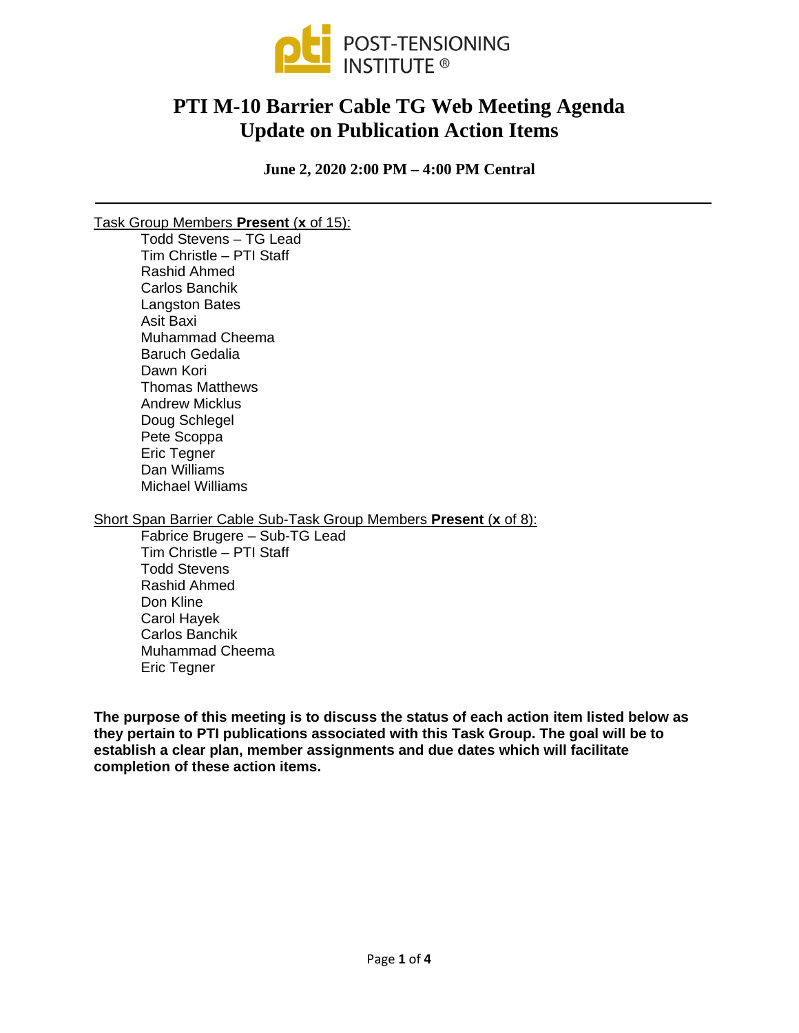POST-TENSIONING INSTITUTE ®

# PTI M-10 Barrier Cable TG Web Meeting Agenda
# Update on Publication Action Items

**June 2, 2020 2:00 PM – 4:00 PM Central**

---

Task Group Members **Present** (**x** of 15):

- Todd Stevens – TG Lead
- Tim Christle – PTI Staff
- Rashid Ahmed
- Carlos Banchik
- Langston Bates
- Asit Baxi
- Muhammad Cheema
- Baruch Gedalia
- Dawn Kori
- Thomas Matthews
- Andrew Micklus
- Doug Schlegel
- Pete Scoppa
- Eric Tegner
- Dan Williams
- Michael Williams

Short Span Barrier Cable Sub-Task Group Members **Present** (**x** of 8):

- Fabrice Brugere – Sub-TG Lead
- Tim Christle – PTI Staff
- Todd Stevens
- Rashid Ahmed
- Don Kline
- Carol Hayek
- Carlos Banchik
- Muhammad Cheema
- Eric Tegner

**The purpose of this meeting is to discuss the status of each action item listed below as they pertain to PTI publications associated with this Task Group. The goal will be to establish a clear plan, member assignments and due dates which will facilitate completion of these action items.**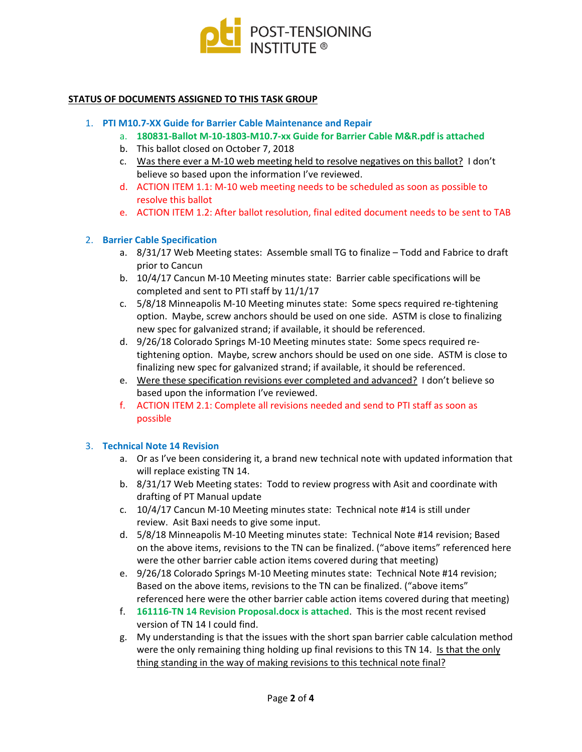## STATUS OF DOCUMENTS ASSIGNED TO THIS TASK GROUP

1. **PTI M10.7-XX Guide for Barrier Cable Maintenance and Repair**
   a. **180831-Ballot M-10-1803-M10.7-xx Guide for Barrier Cable M&R.pdf is attached**
   b. This ballot closed on October 7, 2018
   c. Was there ever a M-10 web meeting held to resolve negatives on this ballot? I don't believe so based upon the information I've reviewed.
   d. ACTION ITEM 1.1: M-10 web meeting needs to be scheduled as soon as possible to resolve this ballot
   e. ACTION ITEM 1.2: After ballot resolution, final edited document needs to be sent to TAB

2. **Barrier Cable Specification**
   a. 8/31/17 Web Meeting states: Assemble small TG to finalize – Todd and Fabrice to draft prior to Cancun
   b. 10/4/17 Cancun M-10 Meeting minutes state: Barrier cable specifications will be completed and sent to PTI staff by 11/1/17
   c. 5/8/18 Minneapolis M-10 Meeting minutes state: Some specs required re-tightening option. Maybe, screw anchors should be used on one side. ASTM is close to finalizing new spec for galvanized strand; if available, it should be referenced.
   d. 9/26/18 Colorado Springs M-10 Meeting minutes state: Some specs required re-tightening option. Maybe, screw anchors should be used on one side. ASTM is close to finalizing new spec for galvanized strand; if available, it should be referenced.
   e. Were these specification revisions ever completed and advanced? I don't believe so based upon the information I've reviewed.
   f. ACTION ITEM 2.1: Complete all revisions needed and send to PTI staff as soon as possible

3. **Technical Note 14 Revision**
   a. Or as I've been considering it, a brand new technical note with updated information that will replace existing TN 14.
   b. 8/31/17 Web Meeting states: Todd to review progress with Asit and coordinate with drafting of PT Manual update
   c. 10/4/17 Cancun M-10 Meeting minutes state: Technical note #14 is still under review. Asit Baxi needs to give some input.
   d. 5/8/18 Minneapolis M-10 Meeting minutes state: Technical Note #14 revision; Based on the above items, revisions to the TN can be finalized. ("above items" referenced here were the other barrier cable action items covered during that meeting)
   e. 9/26/18 Colorado Springs M-10 Meeting minutes state: Technical Note #14 revision; Based on the above items, revisions to the TN can be finalized. ("above items" referenced here were the other barrier cable action items covered during that meeting)
   f. **161116-TN 14 Revision Proposal.docx is attached**. This is the most recent revised version of TN 14 I could find.
   g. My understanding is that the issues with the short span barrier cable calculation method were the only remaining thing holding up final revisions to this TN 14. Is that the only thing standing in the way of making revisions to this technical note final?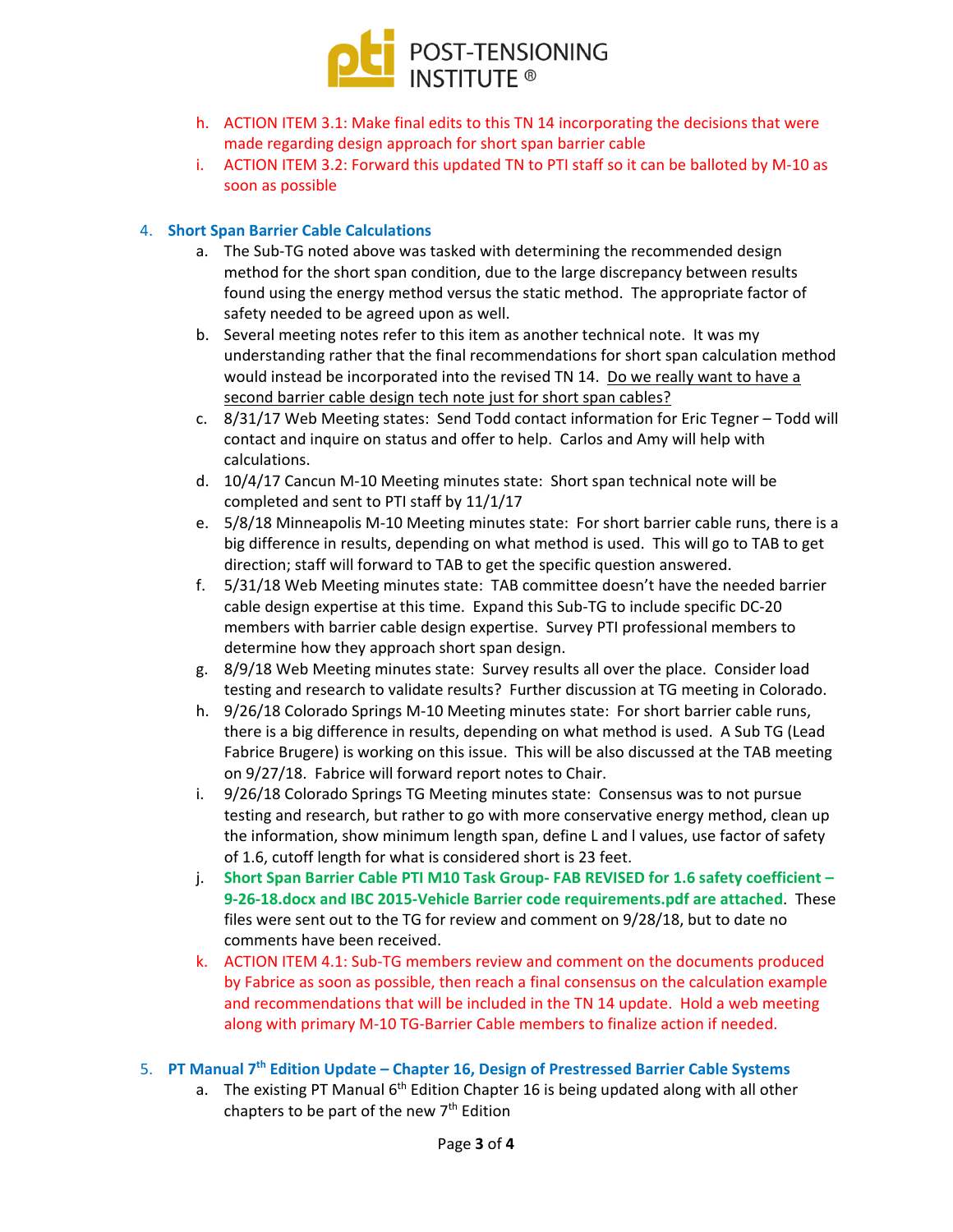h. ACTION ITEM 3.1: Make final edits to this TN 14 incorporating the decisions that were made regarding design approach for short span barrier cable

i. ACTION ITEM 3.2: Forward this updated TN to PTI staff so it can be balloted by M-10 as soon as possible

4. **Short Span Barrier Cable Calculations**

   a. The Sub-TG noted above was tasked with determining the recommended design method for the short span condition, due to the large discrepancy between results found using the energy method versus the static method. The appropriate factor of safety needed to be agreed upon as well.

   b. Several meeting notes refer to this item as another technical note. It was my understanding rather that the final recommendations for short span calculation method would instead be incorporated into the revised TN 14. <u>Do we really want to have a second barrier cable design tech note just for short span cables?</u>

   c. 8/31/17 Web Meeting states: Send Todd contact information for Eric Tegner – Todd will contact and inquire on status and offer to help. Carlos and Amy will help with calculations.

   d. 10/4/17 Cancun M-10 Meeting minutes state: Short span technical note will be completed and sent to PTI staff by 11/1/17

   e. 5/8/18 Minneapolis M-10 Meeting minutes state: For short barrier cable runs, there is a big difference in results, depending on what method is used. This will go to TAB to get direction; staff will forward to TAB to get the specific question answered.

   f. 5/31/18 Web Meeting minutes state: TAB committee doesn't have the needed barrier cable design expertise at this time. Expand this Sub-TG to include specific DC-20 members with barrier cable design expertise. Survey PTI professional members to determine how they approach short span design.

   g. 8/9/18 Web Meeting minutes state: Survey results all over the place. Consider load testing and research to validate results? Further discussion at TG meeting in Colorado.

   h. 9/26/18 Colorado Springs M-10 Meeting minutes state: For short barrier cable runs, there is a big difference in results, depending on what method is used. A Sub TG (Lead Fabrice Brugere) is working on this issue. This will be also discussed at the TAB meeting on 9/27/18. Fabrice will forward report notes to Chair.

   i. 9/26/18 Colorado Springs TG Meeting minutes state: Consensus was to not pursue testing and research, but rather to go with more conservative energy method, clean up the information, show minimum length span, define L and l values, use factor of safety of 1.6, cutoff length for what is considered short is 23 feet.

   j. **Short Span Barrier Cable PTI M10 Task Group- FAB REVISED for 1.6 safety coefficient – 9-26-18.docx and IBC 2015-Vehicle Barrier code requirements.pdf are attached**. These files were sent out to the TG for review and comment on 9/28/18, but to date no comments have been received.

   k. ACTION ITEM 4.1: Sub-TG members review and comment on the documents produced by Fabrice as soon as possible, then reach a final consensus on the calculation example and recommendations that will be included in the TN 14 update. Hold a web meeting along with primary M-10 TG-Barrier Cable members to finalize action if needed.

5. **PT Manual 7th Edition Update – Chapter 16, Design of Prestressed Barrier Cable Systems**

   a. The existing PT Manual 6th Edition Chapter 16 is being updated along with all other chapters to be part of the new 7th Edition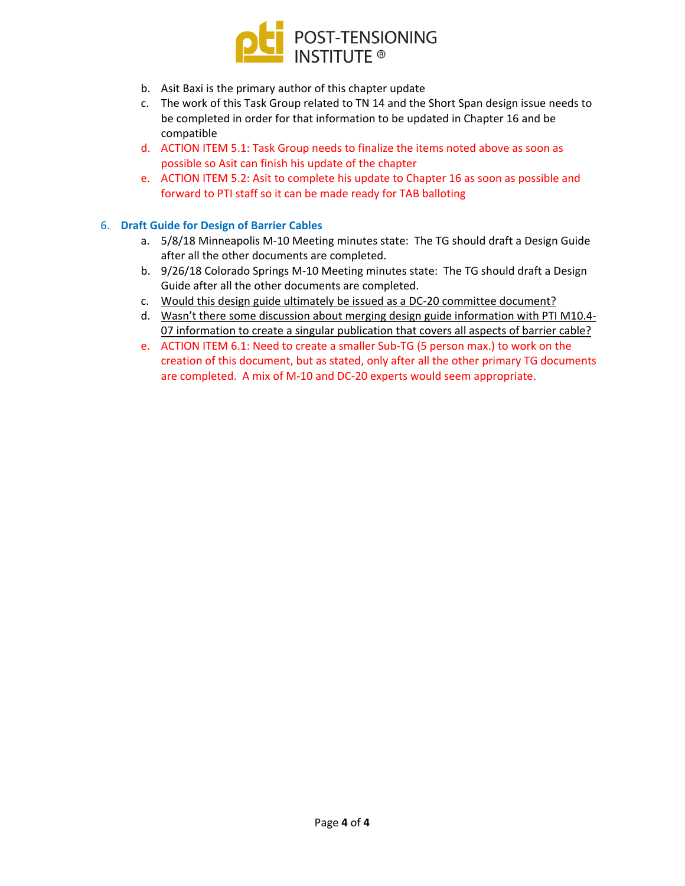b. Asit Baxi is the primary author of this chapter update
c. The work of this Task Group related to TN 14 and the Short Span design issue needs to be completed in order for that information to be updated in Chapter 16 and be compatible
d. ACTION ITEM 5.1: Task Group needs to finalize the items noted above as soon as possible so Asit can finish his update of the chapter
e. ACTION ITEM 5.2: Asit to complete his update to Chapter 16 as soon as possible and forward to PTI staff so it can be made ready for TAB balloting

6. **Draft Guide for Design of Barrier Cables**
   a. 5/8/18 Minneapolis M-10 Meeting minutes state: The TG should draft a Design Guide after all the other documents are completed.
   b. 9/26/18 Colorado Springs M-10 Meeting minutes state: The TG should draft a Design Guide after all the other documents are completed.
   c. <u>Would this design guide ultimately be issued as a DC-20 committee document?</u>
   d. <u>Wasn't there some discussion about merging design guide information with PTI M10.4-07 information to create a singular publication that covers all aspects of barrier cable?</u>
   e. ACTION ITEM 6.1: Need to create a smaller Sub-TG (5 person max.) to work on the creation of this document, but as stated, only after all the other primary TG documents are completed. A mix of M-10 and DC-20 experts would seem appropriate.